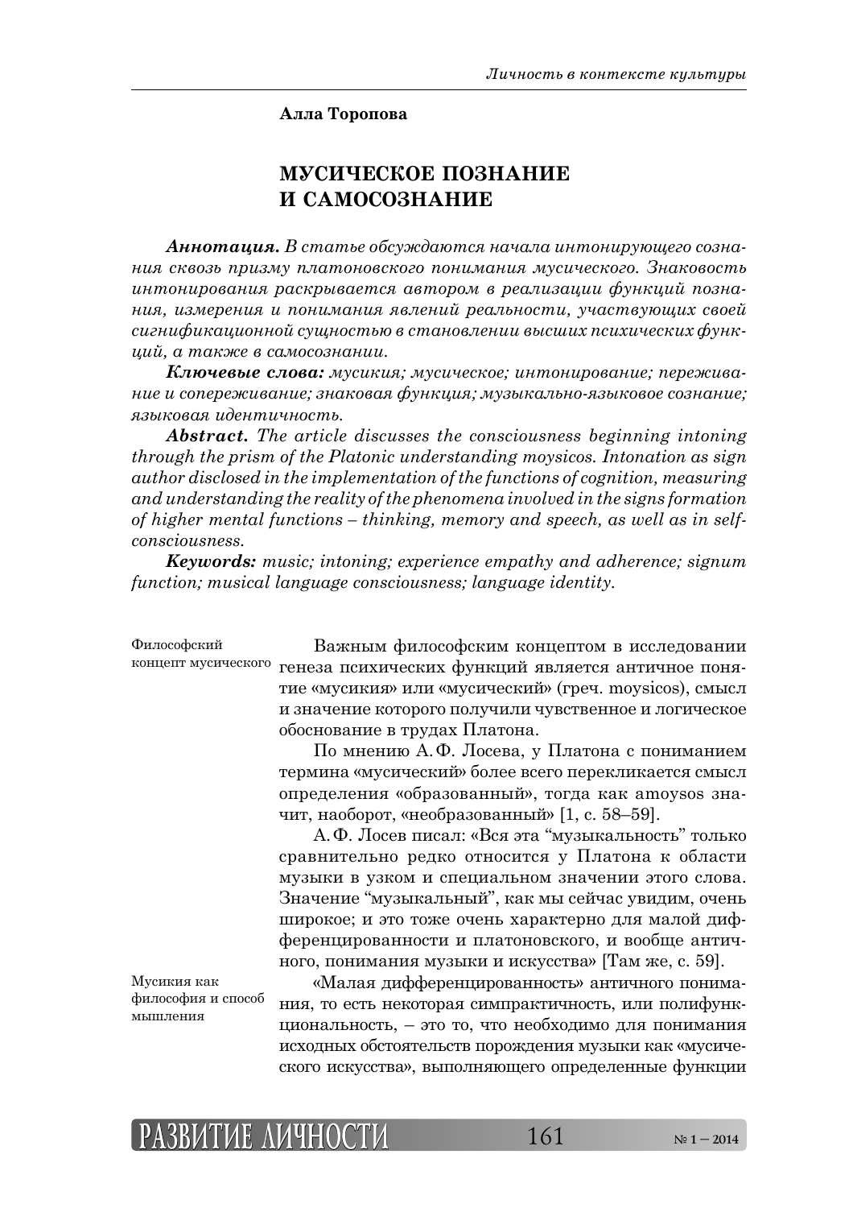**Алла Торопова**

# МУСИЧЕСКОЕ ПОЗНАНИЕ И САМОСОЗНАНИЕ

***Аннотация.*** *В статье обсуждаются начала интонирующего сознания сквозь призму платоновского понимания мусического. Знаковость интонирования раскрывается автором в реализации функций познания, измерения и понимания явлений реальности, участвующих своей сигнификационной сущностью в становлении высших психических функций, а также в самосознании.*

***Ключевые слова:*** *мусикия; мусическое; интонирование; переживание и сопереживание; знаковая функция; музыкально-языковое сознание; языковая идентичность.*

***Abstract.*** *The article discusses the consciousness beginning intoning through the prism of the Platonic understanding moysicos. Intonation as sign author disclosed in the implementation of the functions of cognition, measuring and understanding the reality of the phenomena involved in the signs formation of higher mental functions – thinking, memory and speech, as well as in self-consciousness.*

***Keywords:*** *music; intoning; experience empathy and adherence; signum function; musical language consciousness; language identity.*

Философский концепт мусического

Важным философским концептом в исследовании генеза психических функций является античное понятие «мусикия» или «мусический» (греч. moysicos), смысл и значение которого получили чувственное и логическое обоснование в трудах Платона.

По мнению А. Ф. Лосева, у Платона с пониманием термина «мусический» более всего перекликается смысл определения «образованный», тогда как amoysos значит, наоборот, «необразованный» [1, с. 58–59].

А. Ф. Лосев писал: «Вся эта “музыкальность” только сравнительно редко относится у Платона к области музыки в узком и специальном значении этого слова. Значение “музыкальный”, как мы сейчас увидим, очень широкое; и это тоже очень характерно для малой дифференцированности и платоновского, и вообще античного, понимания музыки и искусства» [Там же, с. 59].

Мусикия как философия и способ мышления

«Малая дифференцированность» античного понимания, то есть некоторая симпрактичность, или полифункциональность, – это то, что необходимо для понимания исходных обстоятельств порождения музыки как «мусического искусства», выполняющего определенные функции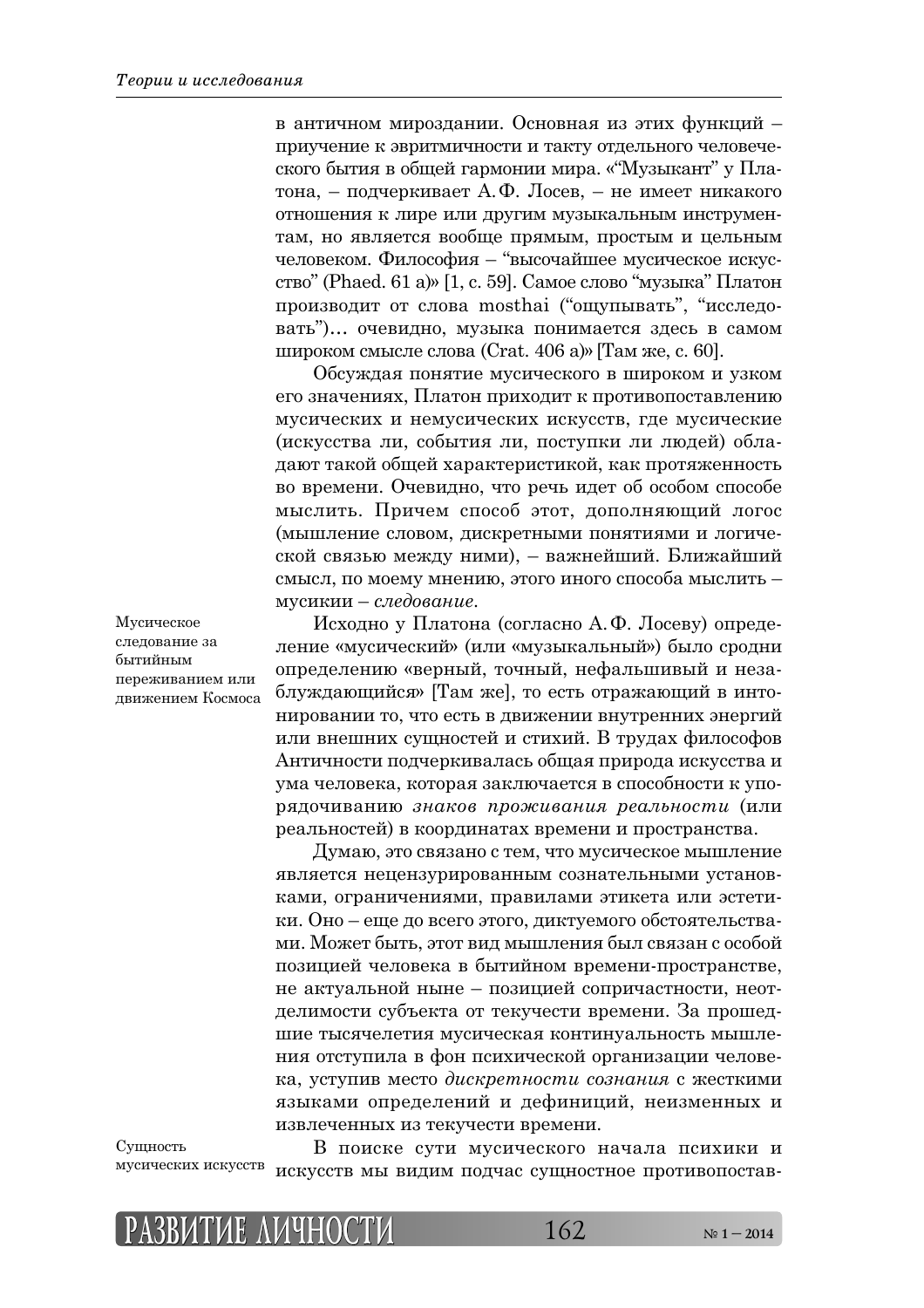в античном мироздании. Основная из этих функций – приучение к эвритмичности и такту отдельного человеческого бытия в общей гармонии мира. «“Музыкант” у Платона, – подчеркивает А.Ф. Лосев, – не имеет никакого отношения к лире или другим музыкальным инструментам, но является вообще прямым, простым и цельным человеком. Философия – “высочайшее мусическое искусство” (Phaed. 61 a)» [1, с. 59]. Самое слово “музыка” Платон производит от слова mosthai (“ощупывать”, “исследовать”)… очевидно, музыка понимается здесь в самом широком смысле слова (Crat. 406 a)» [Там же, с. 60].

Обсуждая понятие мусического в широком и узком его значениях, Платон приходит к противопоставлению мусических и немусических искусств, где мусические (искусства ли, события ли, поступки ли людей) обладают такой общей характеристикой, как протяженность во времени. Очевидно, что речь идет об особом способе мыслить. Причем способ этот, дополняющий логос (мышление словом, дискретными понятиями и логической связью между ними), – важнейший. Ближайший смысл, по моему мнению, этого иного способа мыслить – мусикии – *следование*.

Мусическое следование за бытийным переживанием или движением Космоса

Исходно у Платона (согласно А.Ф. Лосеву) определение «мусический» (или «музыкальный») было сродни определению «верный, точный, нефальшивый и незаблуждающийся» [Там же], то есть отражающий в интонировании то, что есть в движении внутренних энергий или внешних сущностей и стихий. В трудах философов Античности подчеркивалась общая природа искусства и ума человека, которая заключается в способности к упорядочиванию *знаков проживания реальности* (или реальностей) в координатах времени и пространства.

Думаю, это связано с тем, что мусическое мышление является нецензурированным сознательными установками, ограничениями, правилами этикета или эстетики. Оно – еще до всего этого, диктуемого обстоятельствами. Может быть, этот вид мышления был связан с особой позицией человека в бытийном времени-пространстве, не актуальной ныне – позицией сопричастности, неотделимости субъекта от текучести времени. За прошедшие тысячелетия мусическая континуальность мышления отступила в фон психической организации человека, уступив место *дискретности сознания* с жесткими языками определений и дефиниций, неизменных и извлеченных из текучести времени.

Сущность мусических искусств

В поиске сути мусического начала психики и искусств мы видим подчас сущностное противопостав-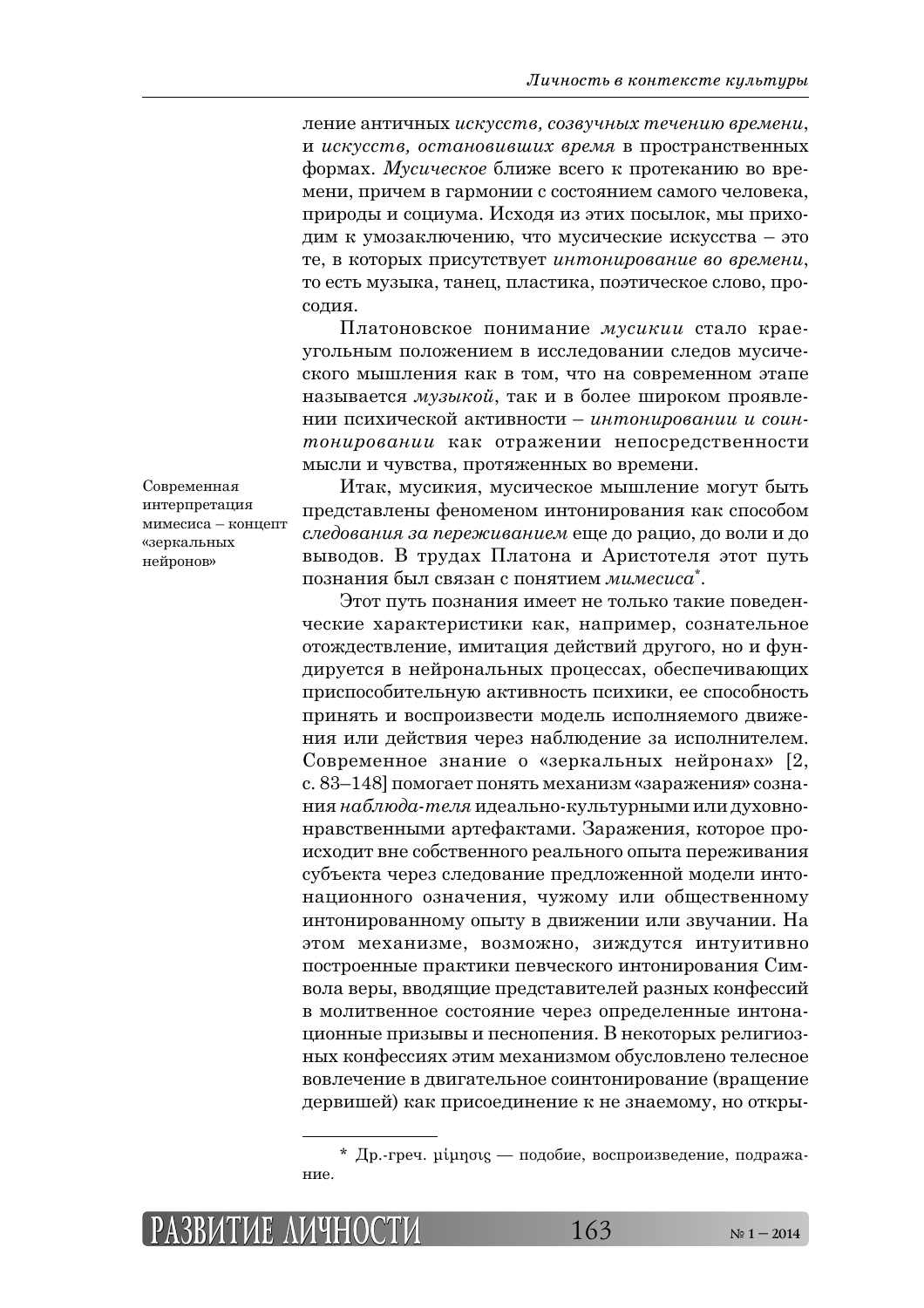ление античных *искусств, созвучных течению времени*, и *искусств, остановивших время* в пространственных формах. *Мусическое* ближе всего к протеканию во времени, причем в гармонии с состоянием самого человека, природы и социума. Исходя из этих посылок, мы приходим к умозаключению, что мусические искусства – это те, в которых присутствует *интонирование во времени*, то есть музыка, танец, пластика, поэтическое слово, просодия.

Платоновское понимание *мусикии* стало краеугольным положением в исследовании следов мусического мышления как в том, что на современном этапе называется *музыкой*, так и в более широком проявлении психической активности – *интонировании и соинтонировании* как отражении непосредственности мысли и чувства, протяженных во времени.

Современная интерпретация мимесиса – концепт «зеркальных нейронов»

Итак, мусикия, мусическое мышление могут быть представлены феноменом интонирования как способом *следования за переживанием* еще до рацио, до воли и до выводов. В трудах Платона и Аристотеля этот путь познания был связан с понятием *мимесиса*\*.

Этот путь познания имеет не только такие поведенческие характеристики как, например, сознательное отождествление, имитация действий другого, но и фундируется в нейрональных процессах, обеспечивающих приспособительную активность психики, ее способность принять и воспроизвести модель исполняемого движения или действия через наблюдение за исполнителем. Современное знание о «зеркальных нейронах» [2, с. 83–148] помогает понять механизм «заражения» сознания *наблюда-теля* идеально-культурными или духовно-нравственными артефактами. Заражения, которое происходит вне собственного реального опыта переживания субъекта через следование предложенной модели интонационного означения, чужому или общественному интонированному опыту в движении или звучании. На этом механизме, возможно, зиждутся интуитивно построенные практики певческого интонирования Символа веры, вводящие представителей разных конфессий в молитвенное состояние через определенные интонационные призывы и песнопения. В некоторых религиозных конфессиях этим механизмом обусловлено телесное вовлечение в двигательное соинтонирование (вращение дервишей) как присоединение к не знаемому, но откры-

---

\* Др.-греч. μίμησις — подобие, воспроизведение, подражание.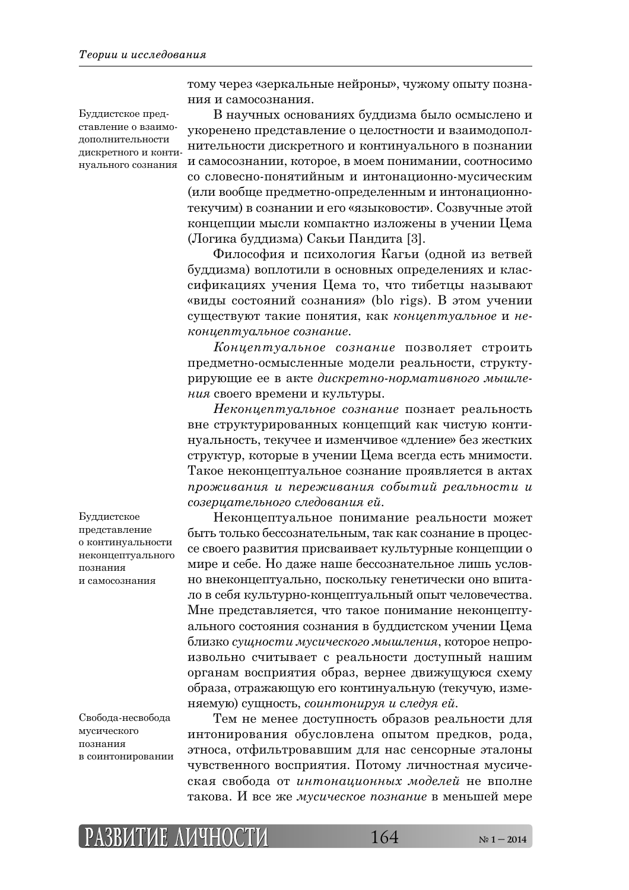тому через «зеркальные нейроны», чужому опыту познания и самосознания.

Буддистское представление о взаимодополнительности дискретного и континуального сознания

В научных основаниях буддизма было осмыслено и укоренено представление о целостности и взаимодополнительности дискретного и континуального в познании и самосознании, которое, в моем понимании, соотносимо со словесно-понятийным и интонационно-мусическим (или вообще предметно-определенным и интонационно-текучим) в сознании и его «языковости». Созвучные этой концепции мысли компактно изложены в учении Цема (Логика буддизма) Сакьи Пандита [3].

Философия и психология Кагьи (одной из ветвей буддизма) воплотили в основных определениях и классификациях учения Цема то, что тибетцы называют «виды состояний сознания» (blo rigs). В этом учении существуют такие понятия, как *концептуальное* и *неконцептуальное сознание*.

*Концептуальное сознание* позволяет строить предметно-осмысленные модели реальности, структурирующие ее в акте *дискретно-нормативного мышления* своего времени и культуры.

*Неконцептуальное сознание* познает реальность вне структурированных концепций как чистую континуальность, текучее и изменчивое «дление» без жестких структур, которые в учении Цема всегда есть мнимости. Такое неконцептуальное сознание проявляется в актах *проживания и переживания событий реальности и созерцательного следования ей*.

Буддистское представление о континуальности неконцептуального познания и самосознания

Неконцептуальное понимание реальности может быть только бессознательным, так как сознание в процессе своего развития присваивает культурные концепции о мире и себе. Но даже наше бессознательное лишь условно внеконцептуально, поскольку генетически оно впитало в себя культурно-концептуальный опыт человечества. Мне представляется, что такое понимание неконцептуального состояния сознания в буддистском учении Цема близко *сущности мусического мышления*, которое непроизвольно считывает с реальности доступный нашим органам восприятия образ, вернее движущуюся схему образа, отражающую его континуальную (текучую, изменяемую) сущность, *соинтонируя и следуя ей*.

Свобода-несвобода мусического познания в соинтонировании

Тем не менее доступность образов реальности для интонирования обусловлена опытом предков, рода, этноса, отфильтровавшим для нас сенсорные эталоны чувственного восприятия. Потому личностная мусическая свобода от *интонационных моделей* не вполне такова. И все же *мусическое познание* в меньшей мере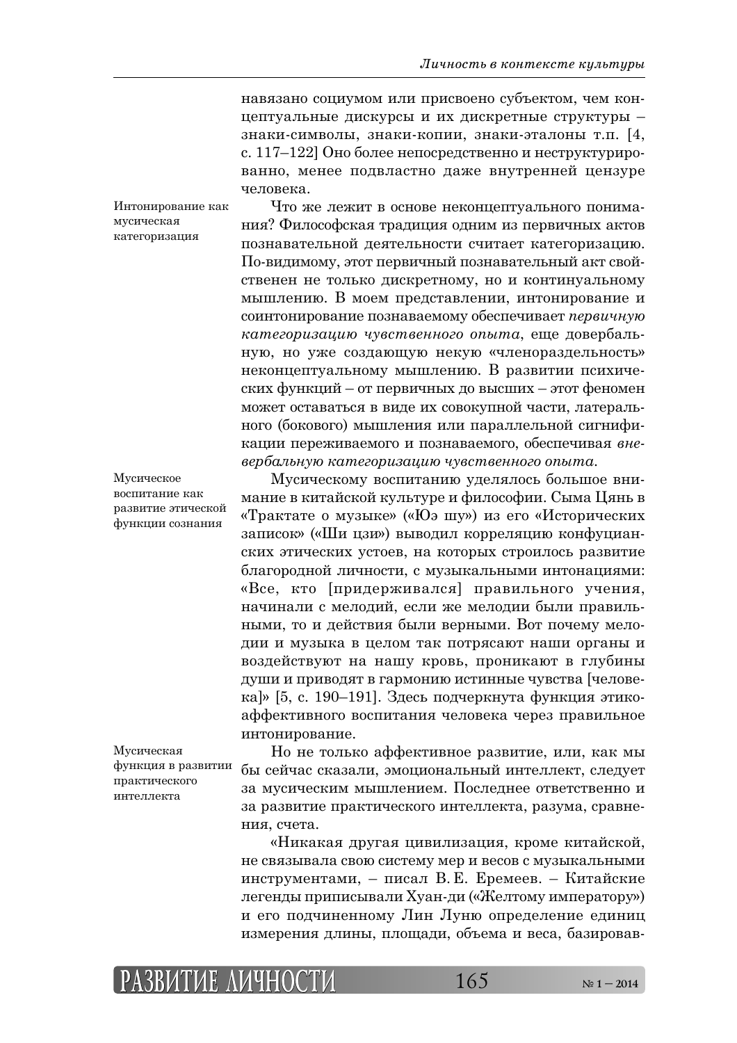навязано социумом или присвоено субъектом, чем концептуальные дискурсы и их дискретные структуры – знаки-символы, знаки-копии, знаки-эталоны т.п. [4, с. 117–122] Оно более непосредственно и неструктурированно, менее подвластно даже внутренней цензуре человека.

Интонирование как мусическая категоризация

Что же лежит в основе неконцептуального понимания? Философская традиция одним из первичных актов познавательной деятельности считает категоризацию. По-видимому, этот первичный познавательный акт свойственен не только дискретному, но и континуальному мышлению. В моем представлении, интонирование и соинтонирование познаваемому обеспечивает *первичную категоризацию чувственного опыта*, еще довербальную, но уже создающую некую «членораздельность» неконцептуальному мышлению. В развитии психических функций – от первичных до высших – этот феномен может оставаться в виде их совокупной части, латерального (бокового) мышления или параллельной сигнификации переживаемого и познаваемого, обеспечивая *вневербальную категоризацию чувственного опыта*.

Мусическое воспитание как развитие этической функции сознания

Мусическому воспитанию уделялось большое внимание в китайской культуре и философии. Сыма Цянь в «Трактате о музыке» («Юэ шу») из его «Исторических записок» («Ши цзи») выводил корреляцию конфуцианских этических устоев, на которых строилось развитие благородной личности, с музыкальными интонациями: «Все, кто [придерживался] правильного учения, начинали с мелодий, если же мелодии были правильными, то и действия были верными. Вот почему мелодии и музыка в целом так потрясают наши органы и воздействуют на нашу кровь, проникают в глубины души и приводят в гармонию истинные чувства [человека]» [5, с. 190–191]. Здесь подчеркнута функция этико-аффективного воспитания человека через правильное интонирование.

Мусическая функция в развитии практического интеллекта

Но не только аффективное развитие, или, как мы бы сейчас сказали, эмоциональный интеллект, следует за мусическим мышлением. Последнее ответственно и за развитие практического интеллекта, разума, сравнения, счета.

«Никакая другая цивилизация, кроме китайской, не связывала свою систему мер и весов с музыкальными инструментами, – писал В. Е. Еремеев. – Китайские легенды приписывали Хуан-ди («Желтому императору») и его подчиненному Лин Луню определение единиц измерения длины, площади, объема и веса, базировав-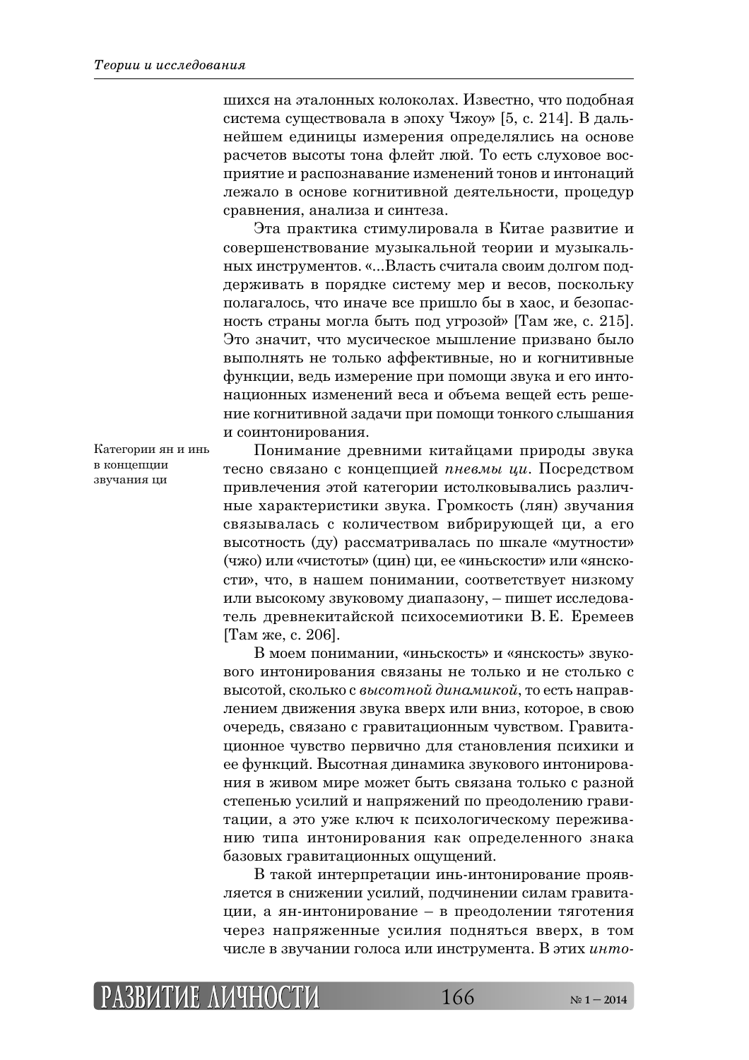шихся на эталонных колоколах. Известно, что подобная система существовала в эпоху Чжоу» [5, с. 214]. В дальнейшем единицы измерения определялись на основе расчетов высоты тона флейт люй. То есть слуховое восприятие и распознавание изменений тонов и интонаций лежало в основе когнитивной деятельности, процедур сравнения, анализа и синтеза.

Эта практика стимулировала в Китае развитие и совершенствование музыкальной теории и музыкальных инструментов. «...Власть считала своим долгом поддерживать в порядке систему мер и весов, поскольку полагалось, что иначе все пришло бы в хаос, и безопасность страны могла быть под угрозой» [Там же, с. 215]. Это значит, что мусическое мышление призвано было выполнять не только аффективные, но и когнитивные функции, ведь измерение при помощи звука и его интонационных изменений веса и объема вещей есть решение когнитивной задачи при помощи тонкого слышания и соинтонирования.

Категории ян и инь в концепции звучания ци

Понимание древними китайцами природы звука тесно связано с концепцией *пневмы ци*. Посредством привлечения этой категории истолковывались различные характеристики звука. Громкость (лян) звучания связывалась с количеством вибрирующей ци, а его высотность (ду) рассматривалась по шкале «мутности» (чжо) или «чистоты» (цин) ци, ее «иньскости» или «янскости», что, в нашем понимании, соответствует низкому или высокому звуковому диапазону, – пишет исследователь древнекитайской психосемиотики В. Е. Еремеев [Там же, с. 206].

В моем понимании, «иньскость» и «янскость» звукового интонирования связаны не только и не столько с высотой, сколько с *высотной динамикой*, то есть направлением движения звука вверх или вниз, которое, в свою очередь, связано с гравитационным чувством. Гравитационное чувство первично для становления психики и ее функций. Высотная динамика звукового интонирования в живом мире может быть связана только с разной степенью усилий и напряжений по преодолению гравитации, а это уже ключ к психологическому переживанию типа интонирования как определенного знака базовых гравитационных ощущений.

В такой интерпретации инь-интонирование проявляется в снижении усилий, подчинении силам гравитации, а ян-интонирование – в преодолении тяготения через напряженные усилия подняться вверх, в том числе в звучании голоса или инструмента. В этих *инто-*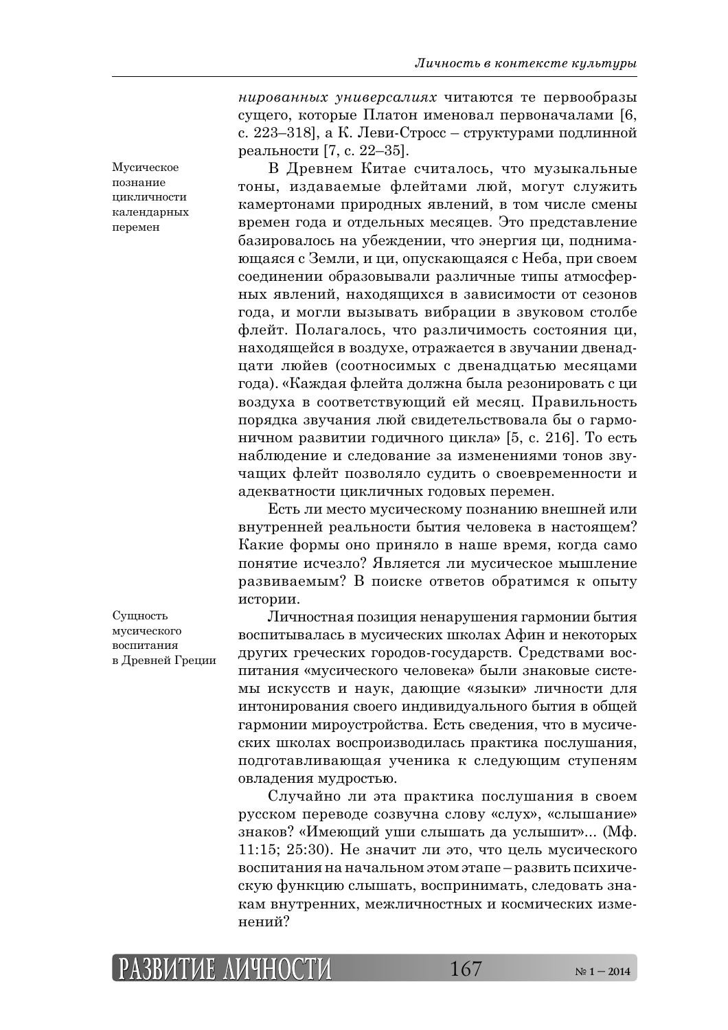*нированных универсалиях* читаются те первообразы сущего, которые Платон именовал первоначалами [6, с. 223–318], а К. Леви-Стросс – структурами подлинной реальности [7, с. 22–35].

Мусическое познание цикличности календарных перемен

В Древнем Китае считалось, что музыкальные тоны, издаваемые флейтами люй, могут служить камертонами природных явлений, в том числе смены времен года и отдельных месяцев. Это представление базировалось на убеждении, что энергия ци, поднимающаяся с Земли, и ци, опускающаяся с Неба, при своем соединении образовывали различные типы атмосферных явлений, находящихся в зависимости от сезонов года, и могли вызывать вибрации в звуковом столбе флейт. Полагалось, что различимость состояния ци, находящейся в воздухе, отражается в звучании двенадцати люйев (соотносимых с двенадцатью месяцами года). «Каждая флейта должна была резонировать с ци воздуха в соответствующий ей месяц. Правильность порядка звучания люй свидетельствовала бы о гармоничном развитии годичного цикла» [5, с. 216]. То есть наблюдение и следование за изменениями тонов звучащих флейт позволяло судить о своевременности и адекватности цикличных годовых перемен.

Есть ли место мусическому познанию внешней или внутренней реальности бытия человека в настоящем? Какие формы оно приняло в наше время, когда само понятие исчезло? Является ли мусическое мышление развиваемым? В поиске ответов обратимся к опыту истории.

Сущность мусического воспитания в Древней Греции

Личностная позиция ненарушения гармонии бытия воспитывалась в мусических школах Афин и некоторых других греческих городов-государств. Средствами воспитания «мусического человека» были знаковые системы искусств и наук, дающие «языки» личности для интонирования своего индивидуального бытия в общей гармонии мироустройства. Есть сведения, что в мусических школах воспроизводилась практика послушания, подготавливающая ученика к следующим ступеням овладения мудростью.

Случайно ли эта практика послушания в своем русском переводе созвучна слову «слух», «слышание» знаков? «Имеющий уши слышать да услышит»... (Мф. 11:15; 25:30). Не значит ли это, что цель мусического воспитания на начальном этом этапе – развить психическую функцию слышать, воспринимать, следовать знакам внутренних, межличностных и космических изменений?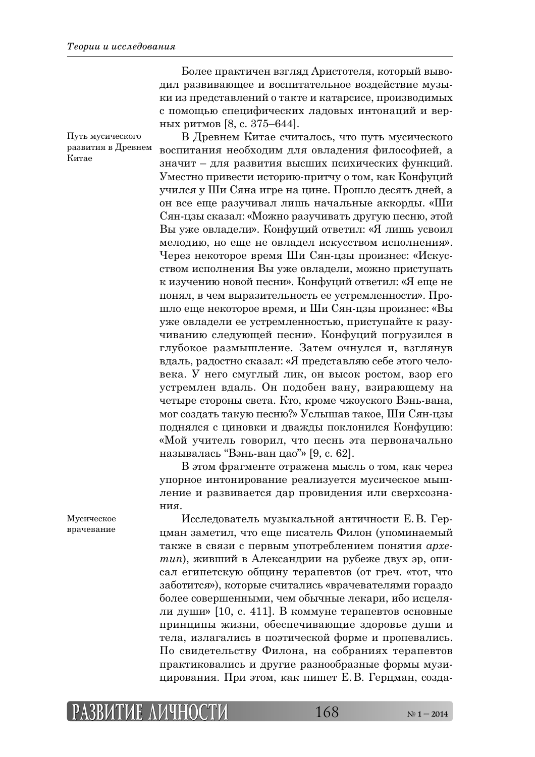Более практичен взгляд Аристотеля, который выводил развивающее и воспитательное воздействие музыки из представлений о такте и катарсисе, производимых с помощью специфических ладовых интонаций и верных ритмов [8, с. 375–644].

Путь мусического развития в Древнем Китае

В Древнем Китае считалось, что путь мусического воспитания необходим для овладения философией, а значит – для развития высших психических функций. Уместно привести историю-притчу о том, как Конфуций учился у Ши Сяна игре на цине. Прошло десять дней, а он все еще разучивал лишь начальные аккорды. «Ши Сян-цзы сказал: «Можно разучивать другую песню, этой Вы уже овладели». Конфуций ответил: «Я лишь усвоил мелодию, но еще не овладел искусством исполнения». Через некоторое время Ши Сян-цзы произнес: «Искусством исполнения Вы уже овладели, можно приступать к изучению новой песни». Конфуций ответил: «Я еще не понял, в чем выразительность ее устремленности». Прошло еще некоторое время, и Ши Сян-цзы произнес: «Вы уже овладели ее устремленностью, приступайте к разучиванию следующей песни». Конфуций погрузился в глубокое размышление. Затем очнулся и, взглянув вдаль, радостно сказал: «Я представляю себе этого человека. У него смуглый лик, он высок ростом, взор его устремлен вдаль. Он подобен вану, взирающему на четыре стороны света. Кто, кроме чжоуского Вэнь-вана, мог создать такую песню?» Услышав такое, Ши Сян-цзы поднялся с циновки и дважды поклонился Конфуцию: «Мой учитель говорил, что песнь эта первоначально называлась "Вэнь-ван цао"» [9, с. 62].

В этом фрагменте отражена мысль о том, как через упорное интонирование реализуется мусическое мышление и развивается дар провидения или сверхсознания.

Мусическое врачевание

Исследователь музыкальной античности Е. В. Герцман заметил, что еще писатель Филон (упоминаемый также в связи с первым употреблением понятия *архетип*), живший в Александрии на рубеже двух эр, описал египетскую общину терапевтов (от греч. «тот, что заботится»), которые считались «врачевателями гораздо более совершенными, чем обычные лекари, ибо исцеляли души» [10, с. 411]. В коммуне терапевтов основные принципы жизни, обеспечивающие здоровье души и тела, излагались в поэтической форме и пропевались. По свидетельству Филона, на собраниях терапевтов практиковались и другие разнообразные формы музицирования. При этом, как пишет Е. В. Герцман, созда-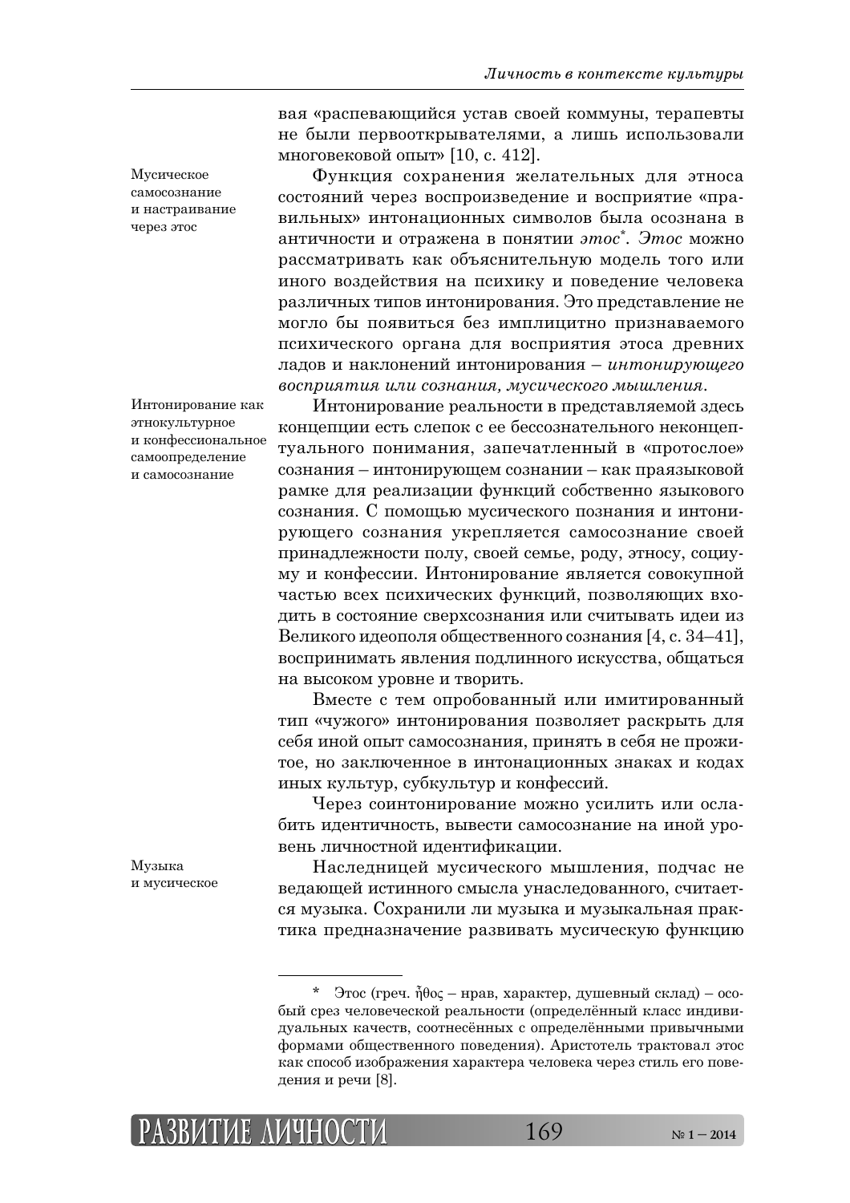вая «распевающийся устав своей коммуны, терапевты не были первооткрывателями, а лишь использовали многовековой опыт» [10, с. 412].

Мусическое самосознание и настраивание через этос

Функция сохранения желательных для этноса состояний через воспроизведение и восприятие «правильных» интонационных символов была осознана в античности и отражена в понятии *этос*\*. *Этос* можно рассматривать как объяснительную модель того или иного воздействия на психику и поведение человека различных типов интонирования. Это представление не могло бы появиться без имплицитно признаваемого психического органа для восприятия этоса древних ладов и наклонений интонирования – *интонирующего восприятия или сознания, мусического мышления*.

Интонирование как этнокультурное и конфессиональное самоопределение и самосознание

Интонирование реальности в представляемой здесь концепции есть слепок с ее бессознательного неконцептуального понимания, запечатленный в «протослое» сознания – интонирующем сознании – как праязыковой рамке для реализации функций собственно языкового сознания. С помощью мусического познания и интонирующего сознания укрепляется самосознание своей принадлежности полу, своей семье, роду, этносу, социуму и конфессии. Интонирование является совокупной частью всех психических функций, позволяющих входить в состояние сверхсознания или считывать идеи из Великого идеополя общественного сознания [4, с. 34–41], воспринимать явления подлинного искусства, общаться на высоком уровне и творить.

Вместе с тем опробованный или имитированный тип «чужого» интонирования позволяет раскрыть для себя иной опыт самосознания, принять в себя не прожитое, но заключенное в интонационных знаках и кодах иных культур, субкультур и конфессий.

Через соинтонирование можно усилить или ослабить идентичность, вывести самосознание на иной уровень личностной идентификации.

Музыка и мусическое

Наследницей мусического мышления, подчас не ведающей истинного смысла унаследованного, считается музыка. Сохранили ли музыка и музыкальная практика предназначение развивать мусическую функцию

---

\* Этос (греч. ἦθος – нрав, характер, душевный склад) – особый срез человеческой реальности (определённый класс индивидуальных качеств, соотнесённых с определёнными привычными формами общественного поведения). Аристотель трактовал этос как способ изображения характера человека через стиль его поведения и речи [8].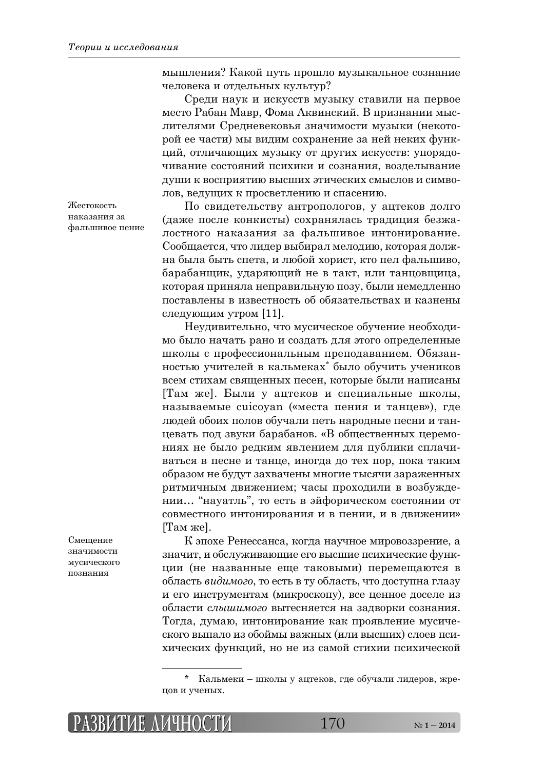мышления? Какой путь прошло музыкальное сознание человека и отдельных культур?

Среди наук и искусств музыку ставили на первое место Рабан Мавр, Фома Аквинский. В признании мыслителями Средневековья значимости музыки (некоторой ее части) мы видим сохранение за ней неких функций, отличающих музыку от других искусств: упорядочивание состояний психики и сознания, возделывание души к восприятию высших этических смыслов и символов, ведущих к просветлению и спасению.

*Жестокость наказания за фальшивое пение*

По свидетельству антропологов, у ацтеков долго (даже после конкисты) сохранялась традиция безжалостного наказания за фальшивое интонирование. Сообщается, что лидер выбирал мелодию, которая должна была быть спета, и любой хорист, кто пел фальшиво, барабанщик, ударяющий не в такт, или танцовщица, которая приняла неправильную позу, были немедленно поставлены в известность об обязательствах и казнены следующим утром [11].

Неудивительно, что мусическое обучение необходимо было начать рано и создать для этого определенные школы с профессиональным преподаванием. Обязанностью учителей в кальмеках* было обучить учеников всем стихам священных песен, которые были написаны [Там же]. Были у ацтеков и специальные школы, называемые cuicoyan («места пения и танцев»), где людей обоих полов обучали петь народные песни и танцевать под звуки барабанов. «В общественных церемониях не было редким явлением для публики сплачиваться в песне и танце, иногда до тех пор, пока таким образом не будут захвачены многие тысячи зараженных ритмичным движением; часы проходили в возбуждении… “науатль”, то есть в эйфорическом состоянии от совместного интонирования и в пении, и в движении» [Там же].

*Смещение значимости мусического познания*

К эпохе Ренессанса, когда научное мировоззрение, а значит, и обслуживающие его высшие психические функции (не названные еще таковыми) перемещаются в область *видимого*, то есть в ту область, что доступна глазу и его инструментам (микроскопу), все ценное доселе из области *слышимого* вытесняется на задворки сознания. Тогда, думаю, интонирование как проявление мусического выпало из обоймы важных (или высших) слоев психических функций, но не из самой стихии психической

---

\* Кальмеки – школы у ацтеков, где обучали лидеров, жрецов и ученых.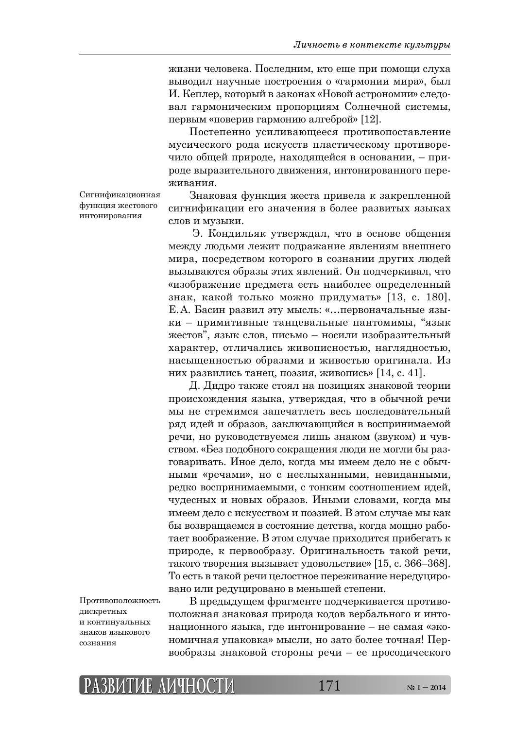жизни человека. Последним, кто еще при помощи слуха выводил научные построения о «гармонии мира», был И. Кеплер, который в законах «Новой астрономии» следовал гармоническим пропорциям Солнечной системы, первым «поверив гармонию алгеброй» [12].

Постепенно усиливающееся противопоставление мусического рода искусств пластическому противоречило общей природе, находящейся в основании, – природе выразительного движения, интонированного переживания.

*Сигнификационная функция жестового интонирования*

Знаковая функция жеста привела к закрепленной сигнификации его значения в более развитых языках слов и музыки.

Э. Кондильяк утверждал, что в основе общения между людьми лежит подражание явлениям внешнего мира, посредством которого в сознании других людей вызываются образы этих явлений. Он подчеркивал, что «изображение предмета есть наиболее определенный знак, какой только можно придумать» [13, с. 180]. Е.А. Басин развил эту мысль: «…первоначальные языки – примитивные танцевальные пантомимы, “язык жестов”, язык слов, письмо – носили изобразительный характер, отличались живописностью, наглядностью, насыщенностью образами и живостью оригинала. Из них развились танец, поэзия, живопись» [14, с. 41].

Д. Дидро также стоял на позициях знаковой теории происхождения языка, утверждая, что в обычной речи мы не стремимся запечатлеть весь последовательный ряд идей и образов, заключающийся в воспринимаемой речи, но руководствуемся лишь знаком (звуком) и чувством. «Без подобного сокращения люди не могли бы разговаривать. Иное дело, когда мы имеем дело не с обычными «речами», но с неслыханными, невиданными, редко воспринимаемыми, с тонким соотношением идей, чудесных и новых образов. Иными словами, когда мы имеем дело с искусством и поэзией. В этом случае мы как бы возвращаемся в состояние детства, когда мощно работает воображение. В этом случае приходится прибегать к природе, к первообразу. Оригинальность такой речи, такого творения вызывает удовольствие» [15, с. 366–368]. То есть в такой речи целостное переживание нередуцировано или редуцировано в меньшей степени.

*Противоположность дискретных и континуальных знаков языкового сознания*

В предыдущем фрагменте подчеркивается противоположная знаковая природа кодов вербального и интонационного языка, где интонирование – не самая «экономичная упаковка» мысли, но зато более точная! Первообразы знаковой стороны речи – ее просодического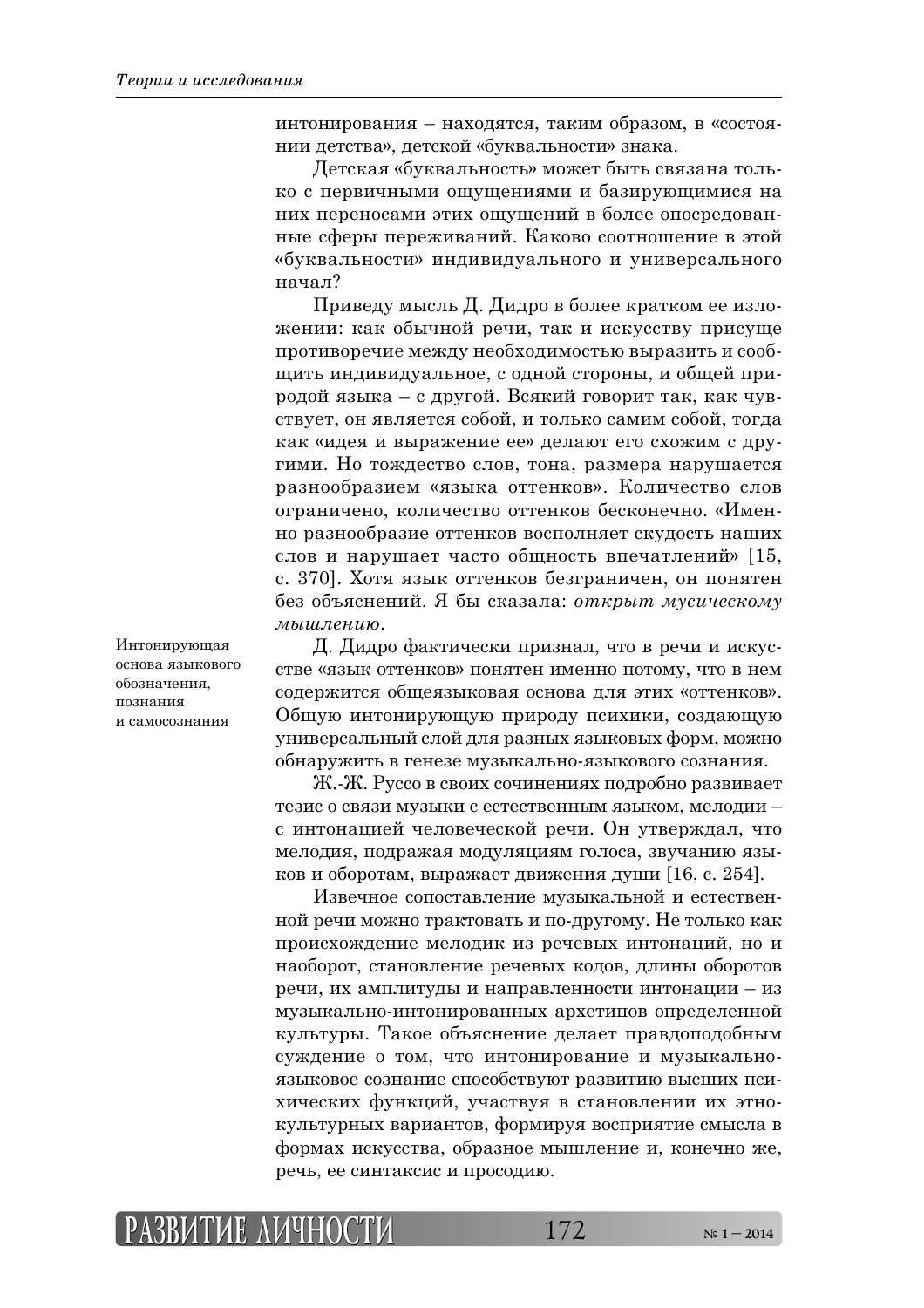интонирования – находятся, таким образом, в «состоянии детства», детской «буквальности» знака.

Детская «буквальность» может быть связана только с первичными ощущениями и базирующимися на них переносами этих ощущений в более опосредованные сферы переживаний. Каково соотношение в этой «буквальности» индивидуального и универсального начал?

Приведу мысль Д. Дидро в более кратком ее изложении: как обычной речи, так и искусству присуще противоречие между необходимостью выразить и сообщить индивидуальное, с одной стороны, и общей природой языка – с другой. Всякий говорит так, как чувствует, он является собой, и только самим собой, тогда как «идея и выражение ее» делают его схожим с другими. Но тождество слов, тона, размера нарушается разнообразием «языка оттенков». Количество слов ограничено, количество оттенков бесконечно. «Именно разнообразие оттенков восполняет скудость наших слов и нарушает часто общность впечатлений» [15, с. 370]. Хотя язык оттенков безграничен, он понятен без объяснений. Я бы сказала: *открыт мусическому мышлению*.

*Интонирующая основа языкового обозначения, познания и самосознания*

Д. Дидро фактически признал, что в речи и искусстве «язык оттенков» понятен именно потому, что в нем содержится общеязыковая основа для этих «оттенков». Общую интонирующую природу психики, создающую универсальный слой для разных языковых форм, можно обнаружить в генезе музыкально-языкового сознания.

Ж.-Ж. Руссо в своих сочинениях подробно развивает тезис о связи музыки с естественным языком, мелодии – с интонацией человеческой речи. Он утверждал, что мелодия, подражая модуляциям голоса, звучанию языков и оборотам, выражает движения души [16, с. 254].

Извечное сопоставление музыкальной и естественной речи можно трактовать и по-другому. Не только как происхождение мелодик из речевых интонаций, но и наоборот, становление речевых кодов, длины оборотов речи, их амплитуды и направленности интонации – из музыкально-интонированных архетипов определенной культуры. Такое объяснение делает правдоподобным суждение о том, что интонирование и музыкально-языковое сознание способствуют развитию высших психических функций, участвуя в становлении их этнокультурных вариантов, формируя восприятие смысла в формах искусства, образное мышление и, конечно же, речь, ее синтаксис и просодию.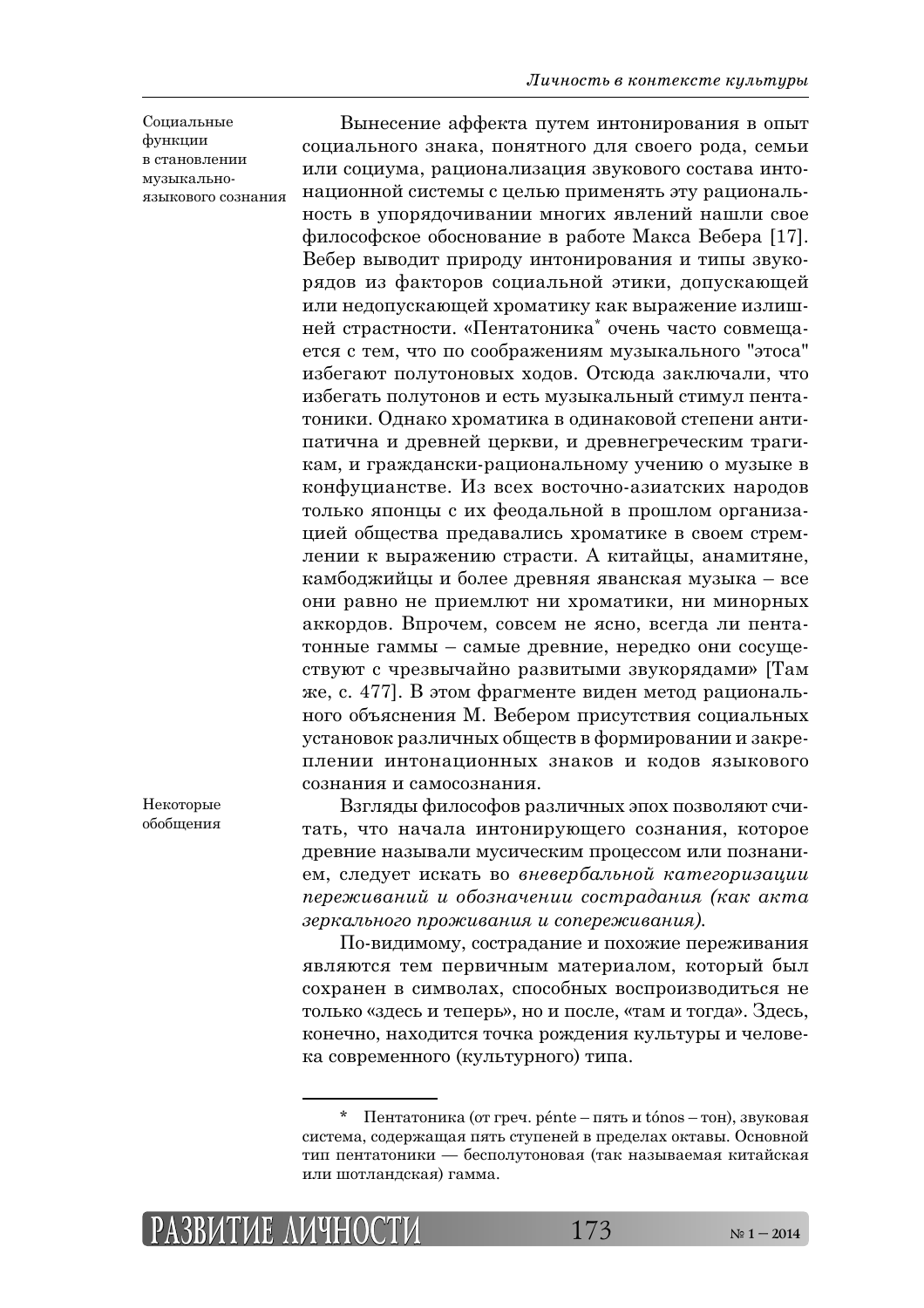Социальные функции в становлении музыкально-языкового сознания

Вынесение аффекта путем интонирования в опыт социального знака, понятного для своего рода, семьи или социума, рационализация звукового состава интонационной системы с целью применять эту рациональность в упорядочивании многих явлений нашли свое философское обоснование в работе Макса Вебера [17]. Вебер выводит природу интонирования и типы звукорядов из факторов социальной этики, допускающей или недопускающей хроматику как выражение излишней страстности. «Пентатоника* очень часто совмещается с тем, что по соображениям музыкального "этоса" избегают полутоновых ходов. Отсюда заключали, что избегать полутонов и есть музыкальный стимул пентатоники. Однако хроматика в одинаковой степени антипатична и древней церкви, и древнегреческим трагикам, и граждански-рациональному учению о музыке в конфуцианстве. Из всех восточно-азиатских народов только японцы с их феодальной в прошлом организацией общества предавались хроматике в своем стремлении к выражению страсти. А китайцы, анамитяне, камбоджийцы и более древняя яванская музыка – все они равно не приемлют ни хроматики, ни минорных аккордов. Впрочем, совсем не ясно, всегда ли пентатонные гаммы – самые древние, нередко они сосуществуют с чрезвычайно развитыми звукорядами» [Там же, с. 477]. В этом фрагменте виден метод рационального объяснения М. Вебером присутствия социальных установок различных обществ в формировании и закреплении интонационных знаков и кодов языкового сознания и самосознания.

Некоторые обобщения

Взгляды философов различных эпох позволяют считать, что начала интонирующего сознания, которое древние называли мусическим процессом или познанием, следует искать во *вневербальной категоризации переживаний и обозначении сострадания (как акта зеркального проживания и сопереживания).*

По-видимому, сострадание и похожие переживания являются тем первичным материалом, который был сохранен в символах, способных воспроизводиться не только «здесь и теперь», но и после, «там и тогда». Здесь, конечно, находится точка рождения культуры и человека современного (культурного) типа.

---

\* Пентатоника (от греч. pénte – пять и tónos – тон), звуковая система, содержащая пять ступеней в пределах октавы. Основной тип пентатоники — бесполутоновая (так называемая китайская или шотландская) гамма.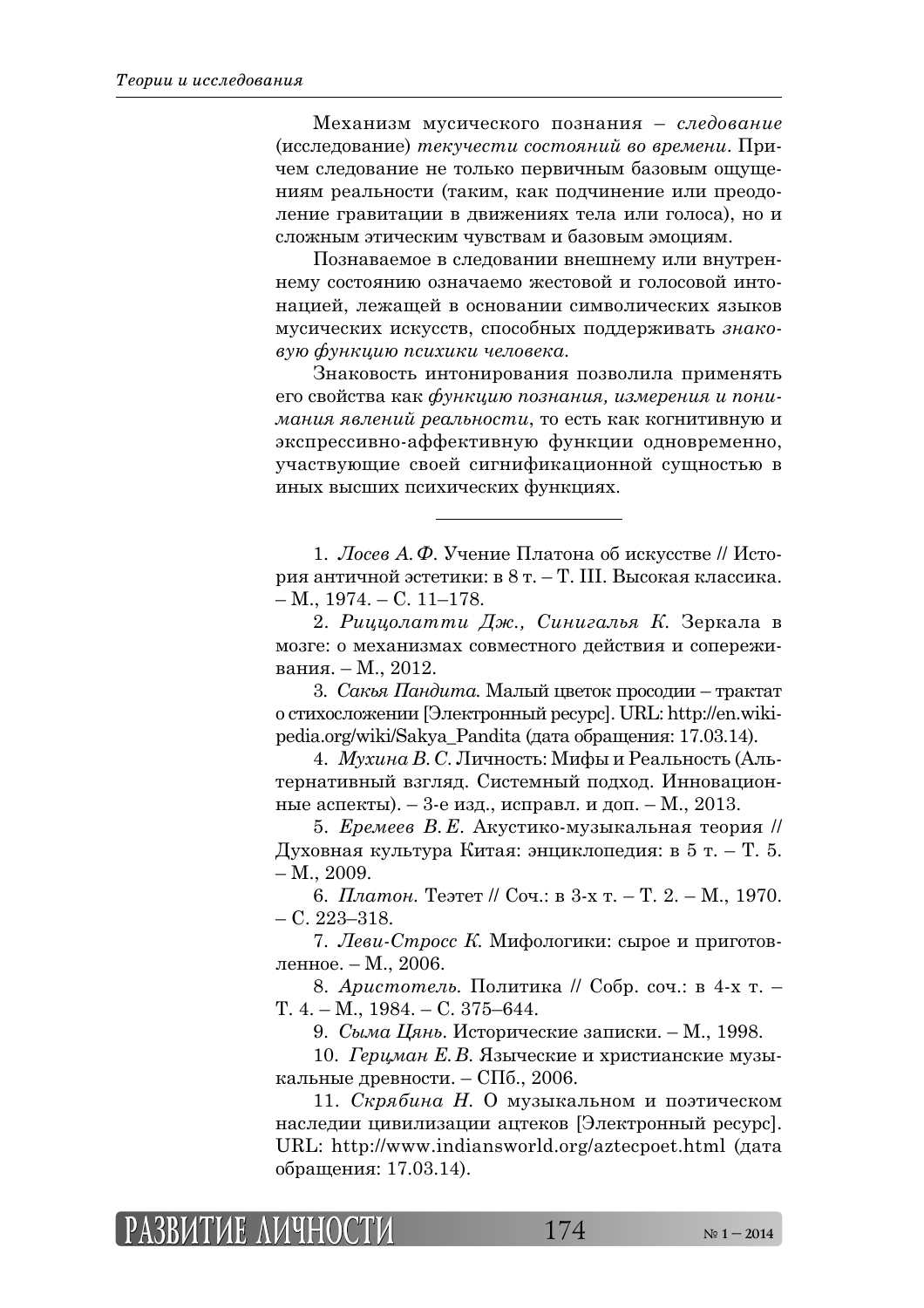Механизм мусического познания – *следование* (исследование) *текучести состояний во времени*. Причем следование не только первичным базовым ощущениям реальности (таким, как подчинение или преодоление гравитации в движениях тела или голоса), но и сложным этическим чувствам и базовым эмоциям.

Познаваемое в следовании внешнему или внутреннему состоянию означаемо жестовой и голосовой интонацией, лежащей в основании символических языков мусических искусств, способных поддерживать *знаковую функцию психики человека*.

Знаковость интонирования позволила применять его свойства как *функцию познания, измерения и понимания явлений реальности*, то есть как когнитивную и экспрессивно-аффективную функции одновременно, участвующие своей сигнификационной сущностью в иных высших психических функциях.

---

1. *Лосев А.Ф.* Учение Платона об искусстве // История античной эстетики: в 8 т. – Т. III. Высокая классика. – М., 1974. – С. 11–178.

2. *Рицолатти Дж., Синигалья К.* Зеркала в мозге: о механизмах совместного действия и сопереживания. – М., 2012.

3. *Сакья Пандита.* Малый цветок просодии – трактат о стихосложении [Электронный ресурс]. URL: http://en.wikipedia.org/wiki/Sakya_Pandita (дата обращения: 17.03.14).

4. *Мухина В.С.* Личность: Мифы и Реальность (Альтернативный взгляд. Системный подход. Инновационные аспекты). – 3-е изд., исправл. и доп. – М., 2013.

5. *Еремеев В.Е.* Акустико-музыкальная теория // Духовная культура Китая: энциклопедия: в 5 т. – Т. 5. – М., 2009.

6. *Платон.* Теэтет // Соч.: в 3-х т. – Т. 2. – М., 1970. – С. 223–318.

7. *Леви-Стросс К.* Мифологики: сырое и приготовленное. – М., 2006.

8. *Аристотель.* Политика // Собр. соч.: в 4-х т. – Т. 4. – М., 1984. – С. 375–644.

9. *Сыма Цянь.* Исторические записки. – М., 1998.

10. *Герцман Е.В.* Языческие и христианские музыкальные древности. – СПб., 2006.

11. *Скрябина Н.* О музыкальном и поэтическом наследии цивилизации ацтеков [Электронный ресурс]. URL: http://www.indiansworld.org/aztecpoet.html (дата обращения: 17.03.14).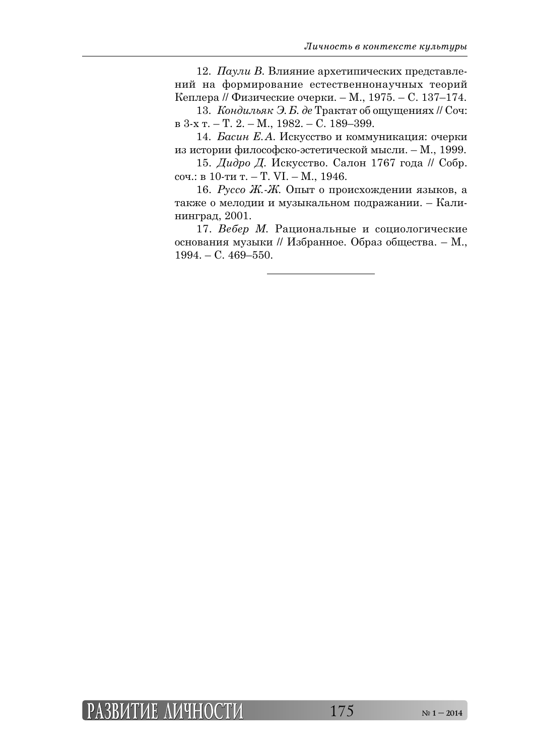12. *Паули В.* Влияние архетипических представлений на формирование естественнонаучных теорий Кеплера // Физические очерки. – М., 1975. – С. 137–174.

13. *Кондильяк Э. Б. де* Трактат об ощущениях // Соч: в 3-х т. – Т. 2. – М., 1982. – С. 189–399.

14. *Басин Е. А.* Искусство и коммуникация: очерки из истории философско-эстетической мысли. – М., 1999.

15. *Дидро Д.* Искусство. Салон 1767 года // Собр. соч.: в 10-ти т. – Т. VI. – М., 1946.

16. *Руссо Ж.-Ж.* Опыт о происхождении языков, а также о мелодии и музыкальном подражании. – Калининград, 2001.

17. *Вебер М.* Рациональные и социологические основания музыки // Избранное. Образ общества. – М., 1994. – С. 469–550.